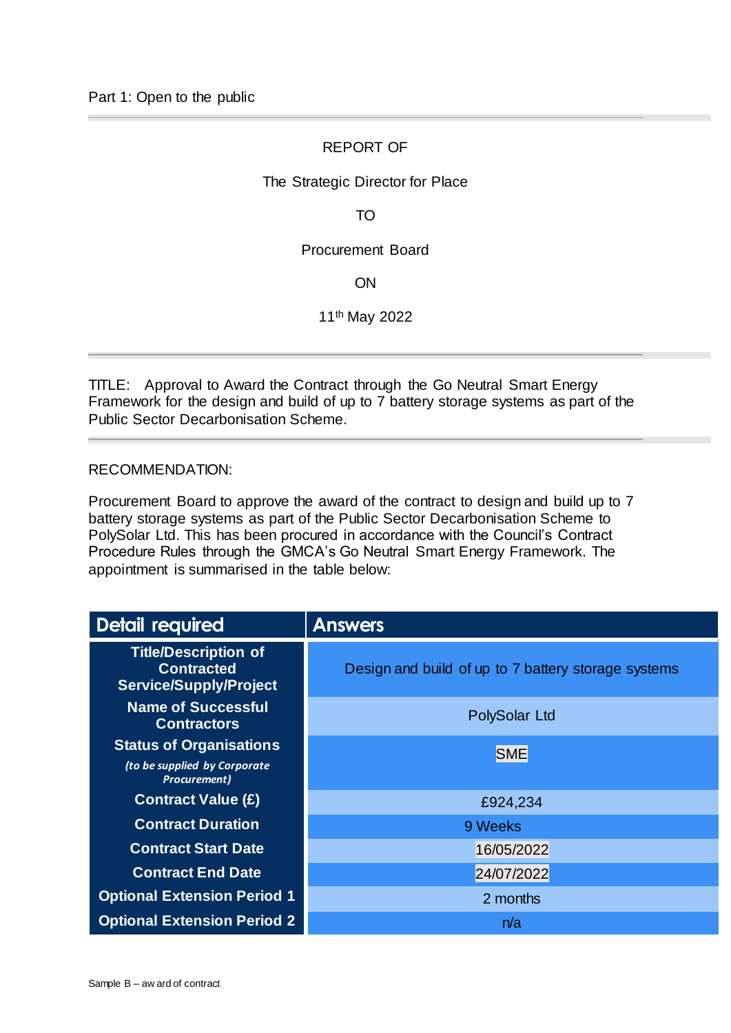Part 1: Open to the public

REPORT OF

The Strategic Director for Place

TO

Procurement Board

ON

11th May 2022

TITLE: Approval to Award the Contract through the Go Neutral Smart Energy Framework for the design and build of up to 7 battery storage systems as part of the Public Sector Decarbonisation Scheme.

RECOMMENDATION:

Procurement Board to approve the award of the contract to design and build up to 7 battery storage systems as part of the Public Sector Decarbonisation Scheme to PolySolar Ltd. This has been procured in accordance with the Council's Contract Procedure Rules through the GMCA's Go Neutral Smart Energy Framework. The appointment is summarised in the table below:

| Detail required | Answers |
|---|---|
| **Title/Description of Contracted Service/Supply/Project** | Design and build of up to 7 battery storage systems |
| **Name of Successful Contractors** | PolySolar Ltd |
| **Status of Organisations** *(to be supplied by Corporate Procurement)* | SME |
| **Contract Value (£)** | £924,234 |
| **Contract Duration** | 9 Weeks |
| **Contract Start Date** | 16/05/2022 |
| **Contract End Date** | 24/07/2022 |
| **Optional Extension Period 1** | 2 months |
| **Optional Extension Period 2** | n/a |

Sample B – award of contract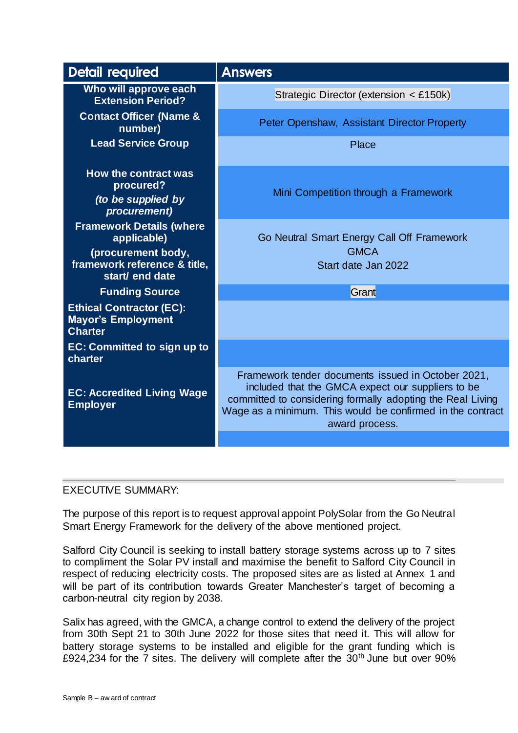| Detail required | Answers |
|---|---|
| **Who will approve each Extension Period?** | Strategic Director (extension < £150k) |
| **Contact Officer (Name & number)** | Peter Openshaw, Assistant Director Property |
| **Lead Service Group** | Place |
| **How the contract was procured?** ***(to be supplied by procurement)*** | Mini Competition through a Framework |
| **Framework Details (where applicable) (procurement body, framework reference & title, start/ end date** | Go Neutral Smart Energy Call Off Framework GMCA Start date Jan 2022 |
| **Funding Source** | Grant |
| **Ethical Contractor (EC): Mayor's Employment Charter** | |
| **EC: Committed to sign up to charter** | |
| **EC: Accredited Living Wage Employer** | Framework tender documents issued in October 2021, included that the GMCA expect our suppliers to be committed to considering formally adopting the Real Living Wage as a minimum. This would be confirmed in the contract award process. |

EXECUTIVE SUMMARY:

The purpose of this report is to request approval appoint PolySolar from the Go Neutral Smart Energy Framework for the delivery of the above mentioned project.

Salford City Council is seeking to install battery storage systems across up to 7 sites to compliment the Solar PV install and maximise the benefit to Salford City Council in respect of reducing electricity costs. The proposed sites are as listed at Annex 1 and will be part of its contribution towards Greater Manchester's target of becoming a carbon-neutral city region by 2038.

Salix has agreed, with the GMCA, a change control to extend the delivery of the project from 30th Sept 21 to 30th June 2022 for those sites that need it. This will allow for battery storage systems to be installed and eligible for the grant funding which is £924,234 for the 7 sites. The delivery will complete after the 30th June but over 90%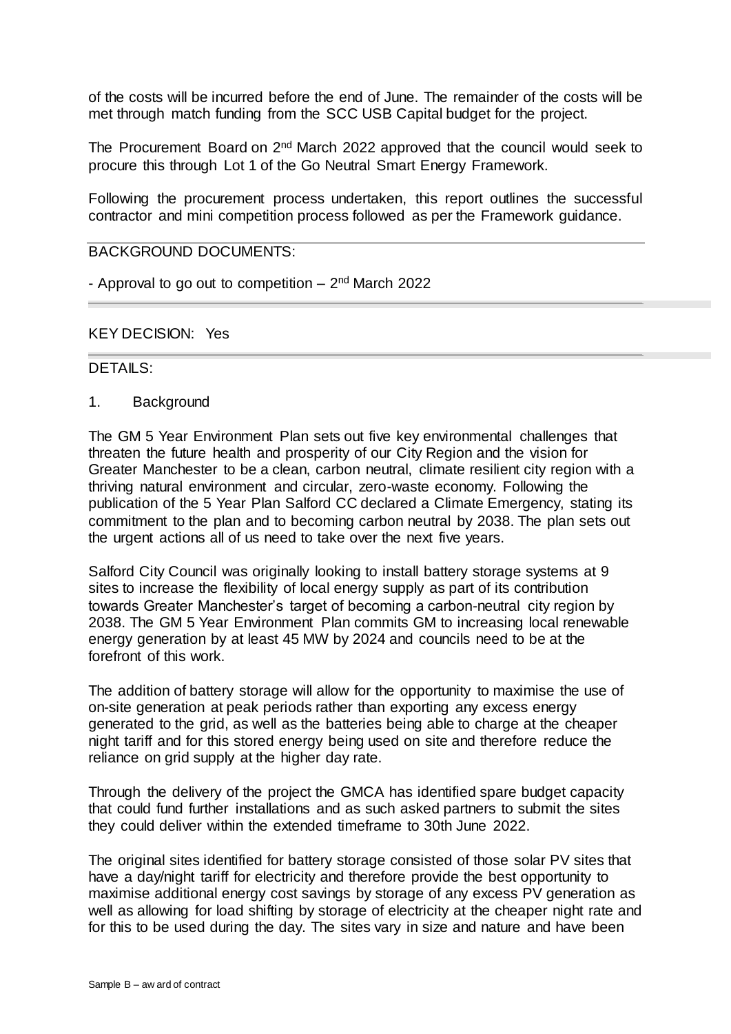of the costs will be incurred before the end of June. The remainder of the costs will be met through match funding from the SCC USB Capital budget for the project.

The Procurement Board on 2nd March 2022 approved that the council would seek to procure this through Lot 1 of the Go Neutral Smart Energy Framework.

Following the procurement process undertaken, this report outlines the successful contractor and mini competition process followed as per the Framework guidance.

BACKGROUND DOCUMENTS:

- Approval to go out to competition – 2nd March 2022

KEY DECISION: Yes

DETAILS:

1. Background

The GM 5 Year Environment Plan sets out five key environmental challenges that threaten the future health and prosperity of our City Region and the vision for Greater Manchester to be a clean, carbon neutral, climate resilient city region with a thriving natural environment and circular, zero-waste economy. Following the publication of the 5 Year Plan Salford CC declared a Climate Emergency, stating its commitment to the plan and to becoming carbon neutral by 2038. The plan sets out the urgent actions all of us need to take over the next five years.

Salford City Council was originally looking to install battery storage systems at 9 sites to increase the flexibility of local energy supply as part of its contribution towards Greater Manchester's target of becoming a carbon-neutral city region by 2038. The GM 5 Year Environment Plan commits GM to increasing local renewable energy generation by at least 45 MW by 2024 and councils need to be at the forefront of this work.

The addition of battery storage will allow for the opportunity to maximise the use of on-site generation at peak periods rather than exporting any excess energy generated to the grid, as well as the batteries being able to charge at the cheaper night tariff and for this stored energy being used on site and therefore reduce the reliance on grid supply at the higher day rate.

Through the delivery of the project the GMCA has identified spare budget capacity that could fund further installations and as such asked partners to submit the sites they could deliver within the extended timeframe to 30th June 2022.

The original sites identified for battery storage consisted of those solar PV sites that have a day/night tariff for electricity and therefore provide the best opportunity to maximise additional energy cost savings by storage of any excess PV generation as well as allowing for load shifting by storage of electricity at the cheaper night rate and for this to be used during the day. The sites vary in size and nature and have been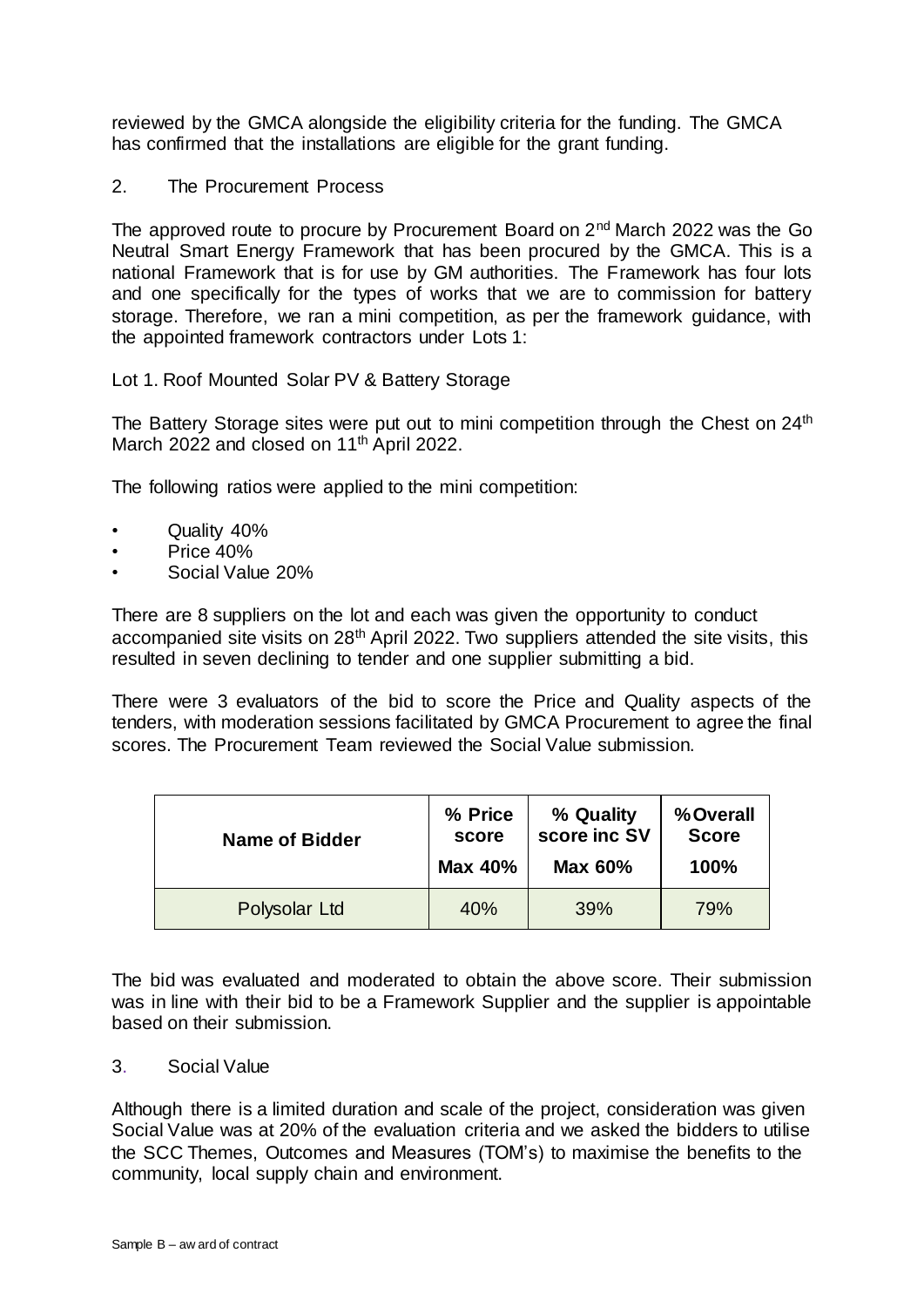reviewed by the GMCA alongside the eligibility criteria for the funding. The GMCA has confirmed that the installations are eligible for the grant funding.

2. The Procurement Process

The approved route to procure by Procurement Board on 2nd March 2022 was the Go Neutral Smart Energy Framework that has been procured by the GMCA. This is a national Framework that is for use by GM authorities. The Framework has four lots and one specifically for the types of works that we are to commission for battery storage. Therefore, we ran a mini competition, as per the framework guidance, with the appointed framework contractors under Lots 1:

Lot 1. Roof Mounted Solar PV & Battery Storage

The Battery Storage sites were put out to mini competition through the Chest on 24th March 2022 and closed on 11th April 2022.

The following ratios were applied to the mini competition:

- Quality 40%
- Price 40%
- Social Value 20%

There are 8 suppliers on the lot and each was given the opportunity to conduct accompanied site visits on 28th April 2022. Two suppliers attended the site visits, this resulted in seven declining to tender and one supplier submitting a bid.

There were 3 evaluators of the bid to score the Price and Quality aspects of the tenders, with moderation sessions facilitated by GMCA Procurement to agree the final scores. The Procurement Team reviewed the Social Value submission.

| Name of Bidder | % Price score Max 40% | % Quality score inc SV Max 60% | % Overall Score 100% |
|---|---|---|---|
| Polysolar Ltd | 40% | 39% | 79% |

The bid was evaluated and moderated to obtain the above score. Their submission was in line with their bid to be a Framework Supplier and the supplier is appointable based on their submission.

3. Social Value

Although there is a limited duration and scale of the project, consideration was given Social Value was at 20% of the evaluation criteria and we asked the bidders to utilise the SCC Themes, Outcomes and Measures (TOM's) to maximise the benefits to the community, local supply chain and environment.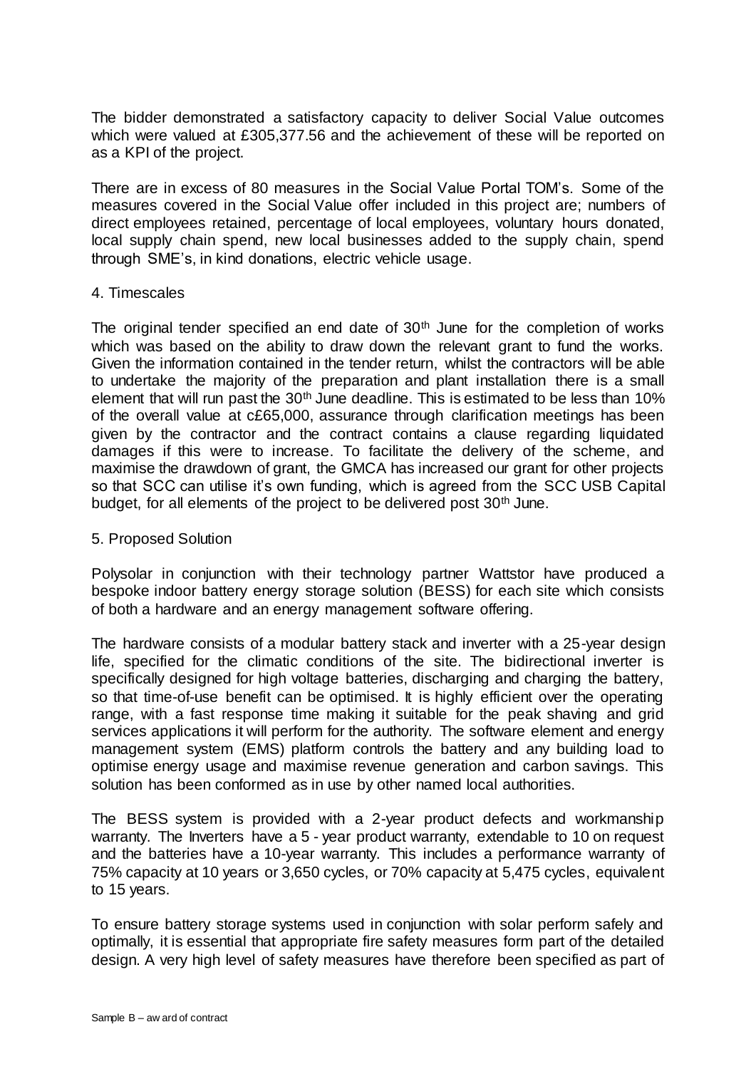The bidder demonstrated a satisfactory capacity to deliver Social Value outcomes which were valued at £305,377.56 and the achievement of these will be reported on as a KPI of the project.

There are in excess of 80 measures in the Social Value Portal TOM's. Some of the measures covered in the Social Value offer included in this project are; numbers of direct employees retained, percentage of local employees, voluntary hours donated, local supply chain spend, new local businesses added to the supply chain, spend through SME's, in kind donations, electric vehicle usage.

## 4. Timescales

The original tender specified an end date of 30th June for the completion of works which was based on the ability to draw down the relevant grant to fund the works. Given the information contained in the tender return, whilst the contractors will be able to undertake the majority of the preparation and plant installation there is a small element that will run past the 30th June deadline. This is estimated to be less than 10% of the overall value at c£65,000, assurance through clarification meetings has been given by the contractor and the contract contains a clause regarding liquidated damages if this were to increase. To facilitate the delivery of the scheme, and maximise the drawdown of grant, the GMCA has increased our grant for other projects so that SCC can utilise it's own funding, which is agreed from the SCC USB Capital budget, for all elements of the project to be delivered post 30th June.

## 5. Proposed Solution

Polysolar in conjunction with their technology partner Wattstor have produced a bespoke indoor battery energy storage solution (BESS) for each site which consists of both a hardware and an energy management software offering.

The hardware consists of a modular battery stack and inverter with a 25-year design life, specified for the climatic conditions of the site. The bidirectional inverter is specifically designed for high voltage batteries, discharging and charging the battery, so that time-of-use benefit can be optimised. It is highly efficient over the operating range, with a fast response time making it suitable for the peak shaving and grid services applications it will perform for the authority. The software element and energy management system (EMS) platform controls the battery and any building load to optimise energy usage and maximise revenue generation and carbon savings. This solution has been conformed as in use by other named local authorities.

The BESS system is provided with a 2-year product defects and workmanship warranty. The Inverters have a 5 - year product warranty, extendable to 10 on request and the batteries have a 10-year warranty. This includes a performance warranty of 75% capacity at 10 years or 3,650 cycles, or 70% capacity at 5,475 cycles, equivalent to 15 years.

To ensure battery storage systems used in conjunction with solar perform safely and optimally, it is essential that appropriate fire safety measures form part of the detailed design. A very high level of safety measures have therefore been specified as part of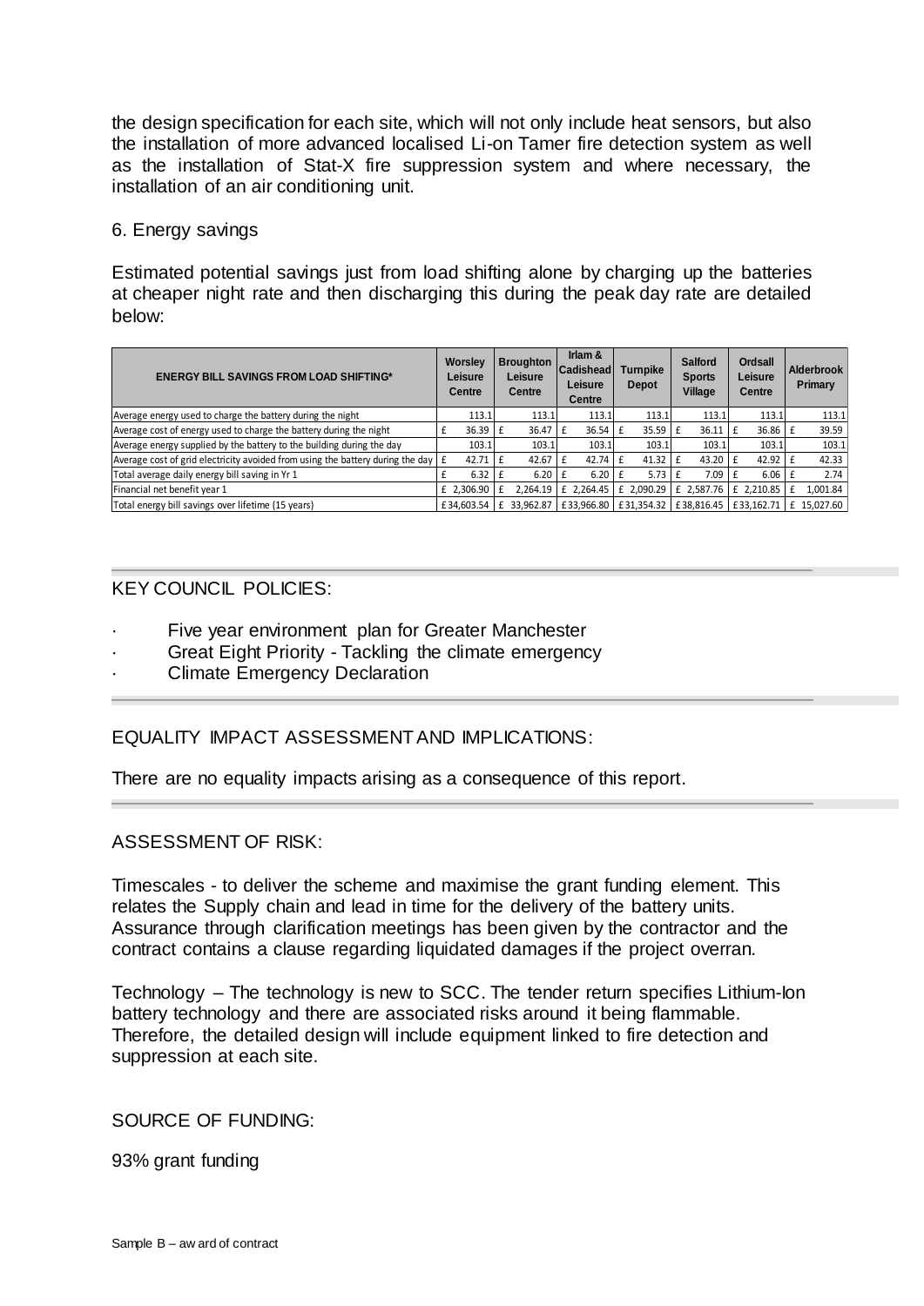the design specification for each site, which will not only include heat sensors, but also the installation of more advanced localised Li-on Tamer fire detection system as well as the installation of Stat-X fire suppression system and where necessary, the installation of an air conditioning unit.

6. Energy savings

Estimated potential savings just from load shifting alone by charging up the batteries at cheaper night rate and then discharging this during the peak day rate are detailed below:

| ENERGY BILL SAVINGS FROM LOAD SHIFTING* | Worsley Leisure Centre | Broughton Leisure Centre | Irlam & Cadishead Leisure Centre | Turnpike Depot | Salford Sports Village | Ordsall Leisure Centre | Alderbrook Primary |
|---|---|---|---|---|---|---|---|
| Average energy used to charge the battery during the night | 113.1 | 113.1 | 113.1 | 113.1 | 113.1 | 113.1 | 113.1 |
| Average cost of energy used to charge the battery during the night | £ 36.39 | £ 36.47 | £ 36.54 | £ 35.59 | £ 36.11 | £ 36.86 | £ 39.59 |
| Average energy supplied by the battery to the building during the day | 103.1 | 103.1 | 103.1 | 103.1 | 103.1 | 103.1 | 103.1 |
| Average cost of grid electricity avoided from using the battery during the day | £ 42.71 | £ 42.67 | £ 42.74 | £ 41.32 | £ 43.20 | £ 42.92 | £ 42.33 |
| Total average daily energy bill saving in Yr 1 | £ 6.32 | £ 6.20 | £ 6.20 | £ 5.73 | £ 7.09 | £ 6.06 | £ 2.74 |
| Financial net benefit year 1 | £ 2,306.90 | £ 2,264.19 | £ 2,264.45 | £ 2,090.29 | £ 2,587.76 | £ 2,210.85 | £ 1,001.84 |
| Total energy bill savings over lifetime (15 years) | £34,603.54 | £ 33,962.87 | £33,966.80 | £31,354.32 | £38,816.45 | £33,162.71 | £ 15,027.60 |

## KEY COUNCIL POLICIES:

- Five year environment plan for Greater Manchester
- Great Eight Priority - Tackling the climate emergency
- Climate Emergency Declaration

## EQUALITY IMPACT ASSESSMENT AND IMPLICATIONS:

There are no equality impacts arising as a consequence of this report.

## ASSESSMENT OF RISK:

Timescales - to deliver the scheme and maximise the grant funding element. This relates the Supply chain and lead in time for the delivery of the battery units. Assurance through clarification meetings has been given by the contractor and the contract contains a clause regarding liquidated damages if the project overran.

Technology – The technology is new to SCC. The tender return specifies Lithium-Ion battery technology and there are associated risks around it being flammable. Therefore, the detailed design will include equipment linked to fire detection and suppression at each site.

## SOURCE OF FUNDING:

93% grant funding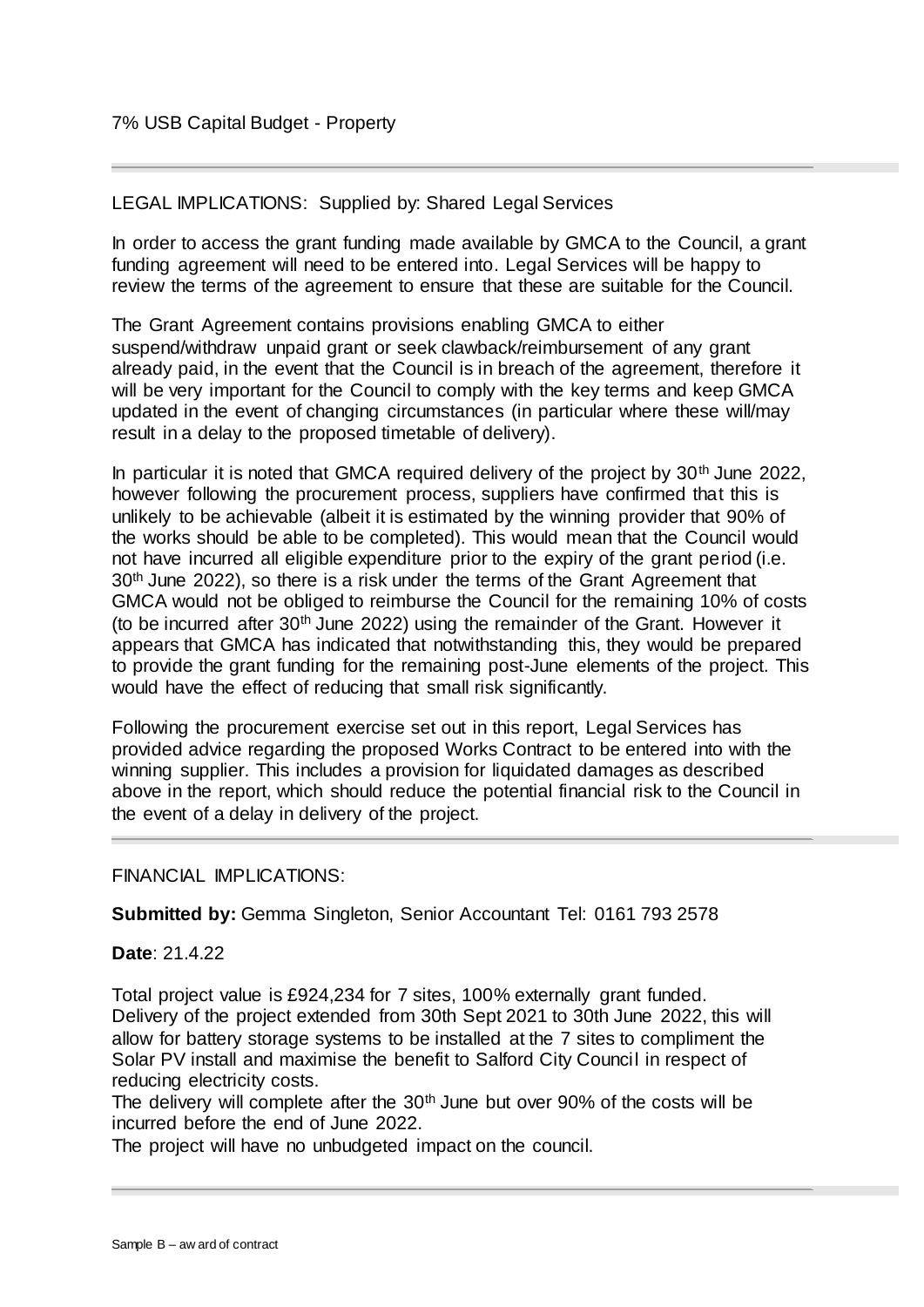7% USB Capital Budget - Property

---

LEGAL IMPLICATIONS: Supplied by: Shared Legal Services

In order to access the grant funding made available by GMCA to the Council, a grant funding agreement will need to be entered into. Legal Services will be happy to review the terms of the agreement to ensure that these are suitable for the Council.

The Grant Agreement contains provisions enabling GMCA to either suspend/withdraw unpaid grant or seek clawback/reimbursement of any grant already paid, in the event that the Council is in breach of the agreement, therefore it will be very important for the Council to comply with the key terms and keep GMCA updated in the event of changing circumstances (in particular where these will/may result in a delay to the proposed timetable of delivery).

In particular it is noted that GMCA required delivery of the project by 30th June 2022, however following the procurement process, suppliers have confirmed that this is unlikely to be achievable (albeit it is estimated by the winning provider that 90% of the works should be able to be completed). This would mean that the Council would not have incurred all eligible expenditure prior to the expiry of the grant period (i.e. 30th June 2022), so there is a risk under the terms of the Grant Agreement that GMCA would not be obliged to reimburse the Council for the remaining 10% of costs (to be incurred after 30th June 2022) using the remainder of the Grant. However it appears that GMCA has indicated that notwithstanding this, they would be prepared to provide the grant funding for the remaining post-June elements of the project. This would have the effect of reducing that small risk significantly.

Following the procurement exercise set out in this report, Legal Services has provided advice regarding the proposed Works Contract to be entered into with the winning supplier. This includes a provision for liquidated damages as described above in the report, which should reduce the potential financial risk to the Council in the event of a delay in delivery of the project.

---

FINANCIAL IMPLICATIONS:

**Submitted by:** Gemma Singleton, Senior Accountant Tel: 0161 793 2578

**Date**: 21.4.22

Total project value is £924,234 for 7 sites, 100% externally grant funded.
Delivery of the project extended from 30th Sept 2021 to 30th June 2022, this will allow for battery storage systems to be installed at the 7 sites to compliment the Solar PV install and maximise the benefit to Salford City Council in respect of reducing electricity costs.
The delivery will complete after the 30th June but over 90% of the costs will be incurred before the end of June 2022.
The project will have no unbudgeted impact on the council.

---

Sample B – award of contract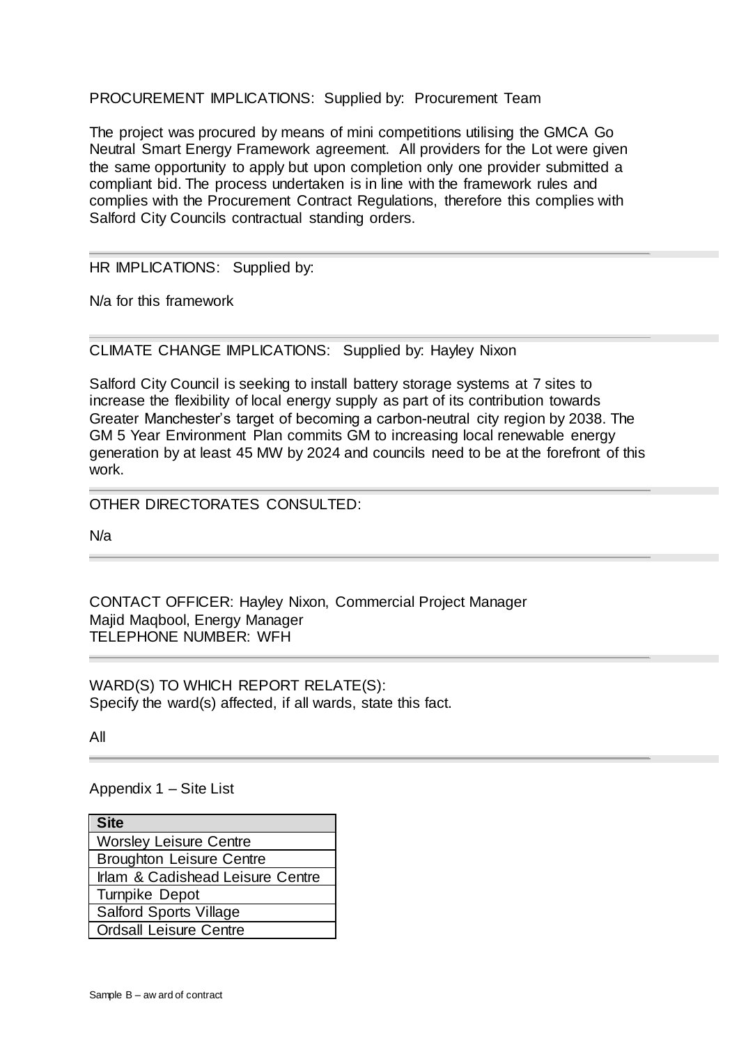PROCUREMENT IMPLICATIONS: Supplied by: Procurement Team

The project was procured by means of mini competitions utilising the GMCA Go Neutral Smart Energy Framework agreement. All providers for the Lot were given the same opportunity to apply but upon completion only one provider submitted a compliant bid. The process undertaken is in line with the framework rules and complies with the Procurement Contract Regulations, therefore this complies with Salford City Councils contractual standing orders.

---

HR IMPLICATIONS: Supplied by:

N/a for this framework

---

CLIMATE CHANGE IMPLICATIONS: Supplied by: Hayley Nixon

Salford City Council is seeking to install battery storage systems at 7 sites to increase the flexibility of local energy supply as part of its contribution towards Greater Manchester's target of becoming a carbon-neutral city region by 2038. The GM 5 Year Environment Plan commits GM to increasing local renewable energy generation by at least 45 MW by 2024 and councils need to be at the forefront of this work.

---

OTHER DIRECTORATES CONSULTED:

N/a

---

CONTACT OFFICER: Hayley Nixon, Commercial Project Manager
Majid Maqbool, Energy Manager
TELEPHONE NUMBER: WFH

---

WARD(S) TO WHICH REPORT RELATE(S):
Specify the ward(s) affected, if all wards, state this fact.

All

---

Appendix 1 – Site List

| Site |
| --- |
| Worsley Leisure Centre |
| Broughton Leisure Centre |
| Irlam & Cadishead Leisure Centre |
| Turnpike Depot |
| Salford Sports Village |
| Ordsall Leisure Centre |

Sample B – award of contract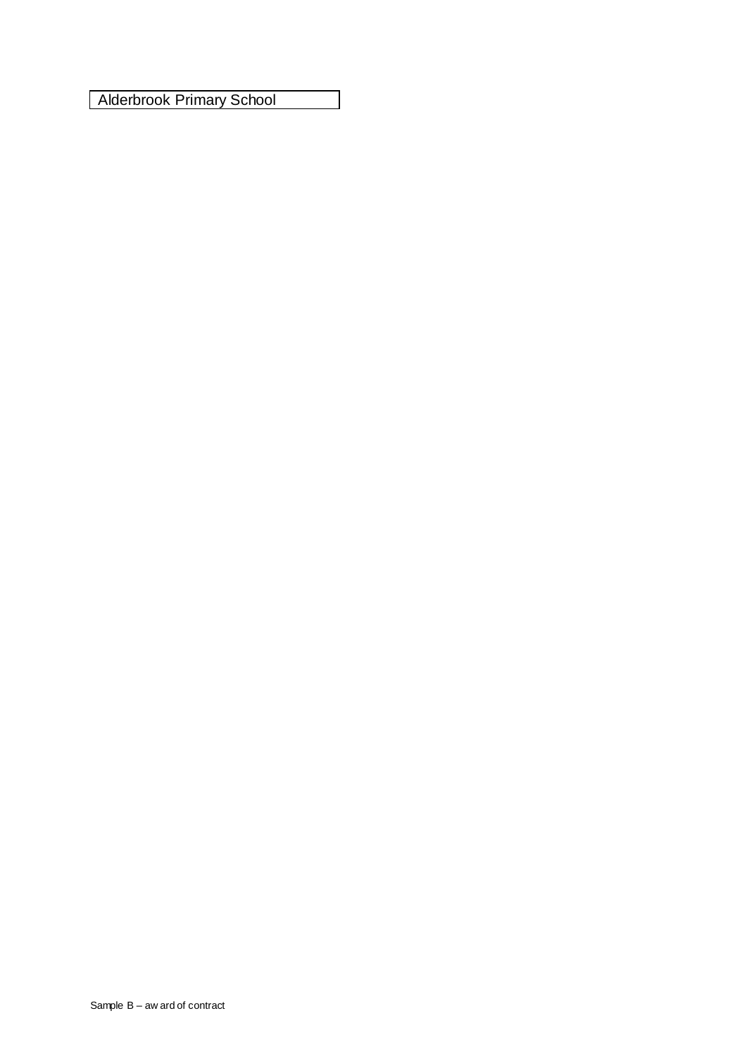Alderbrook Primary School